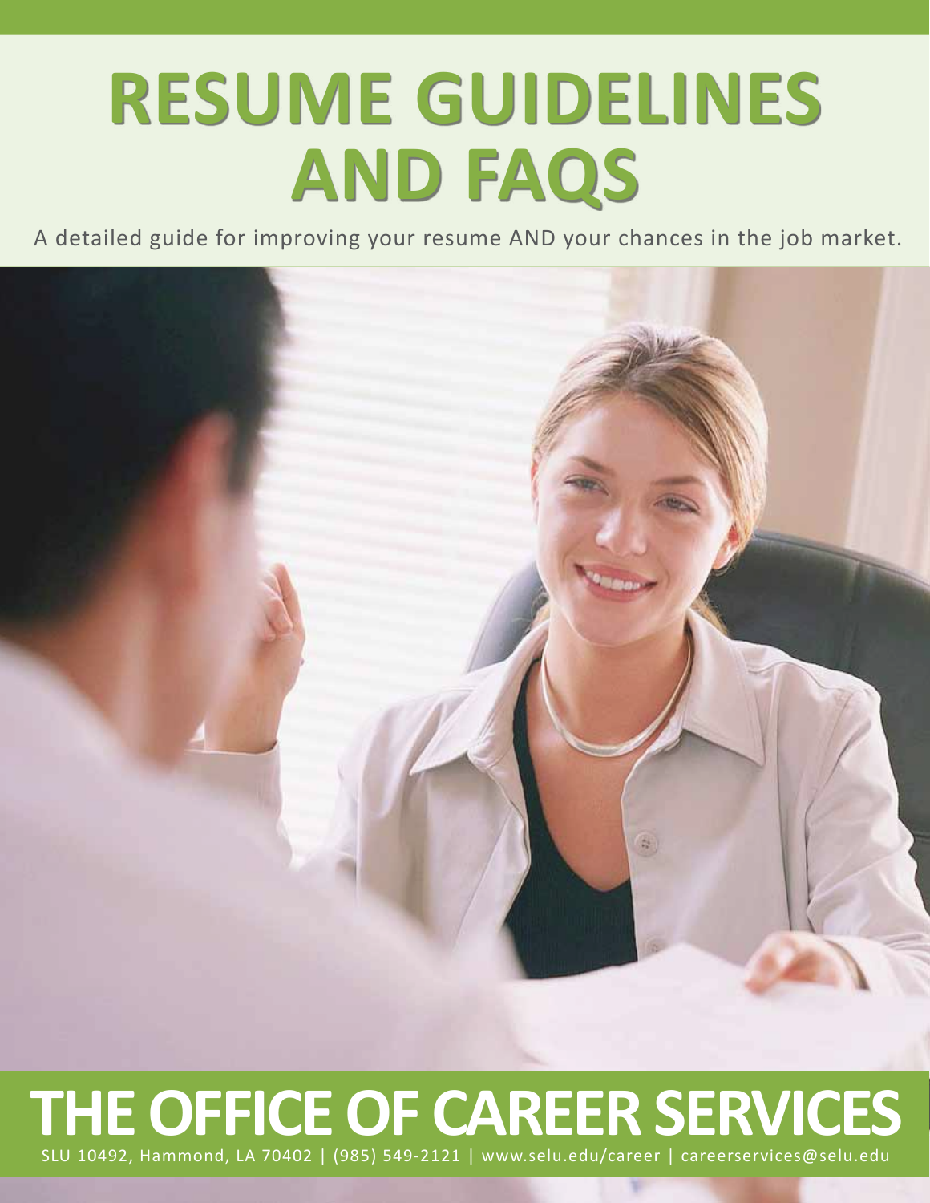# RESUME GUIDELINES AND FAQS

A detailed guide for improving your resume AND your chances in the job market.

## THE OFFICE OF CAREER SERVICES

SLU 10492, Hammond, LA 70402 | (985) 549-2121 | www.selu.edu/career | careerservices@selu.edu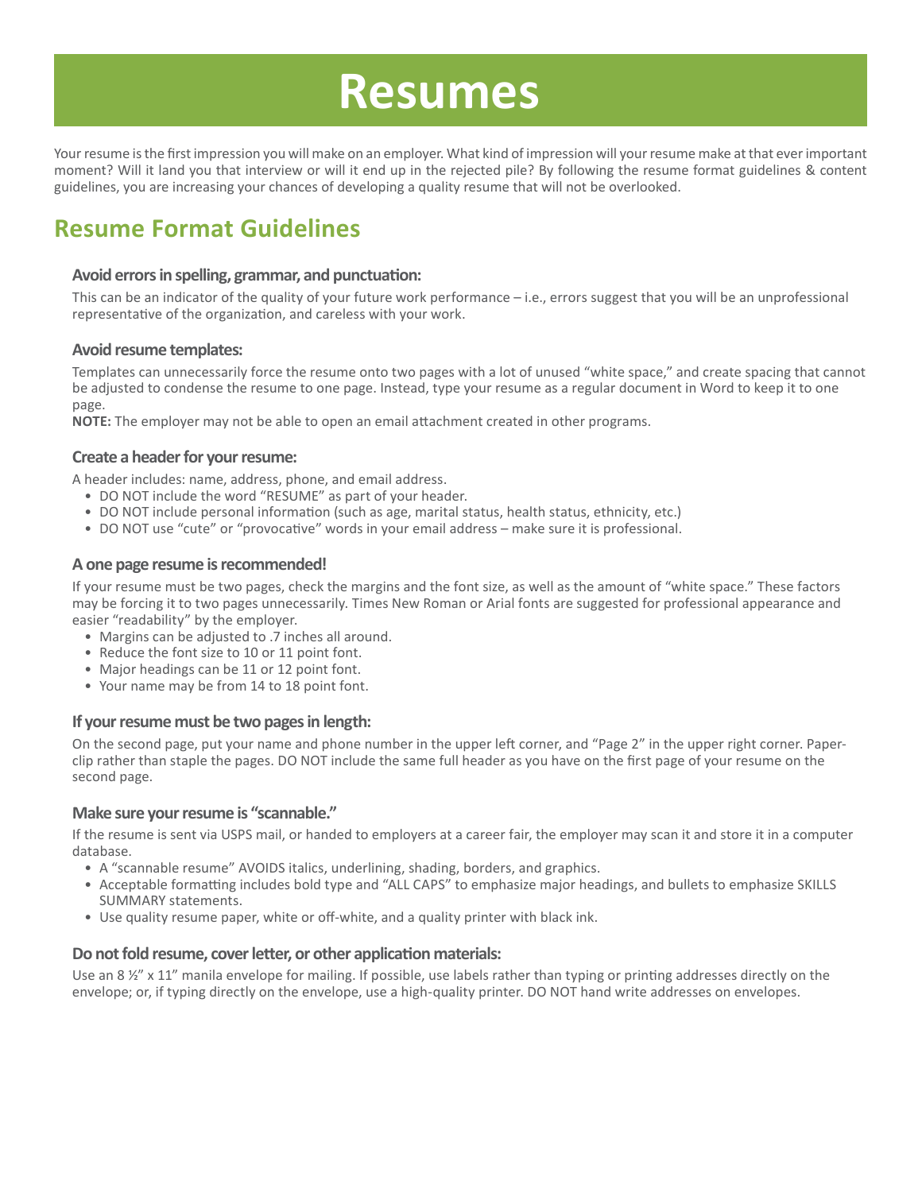# Resumes

Your resume is the first impression you will make on an employer. What kind of impression will your resume make at that ever important moment? Will it land you that interview or will it end up in the rejected pile? By following the resume format guidelines & content guidelines, you are increasing your chances of developing a quality resume that will not be overlooked.

## Resume Format Guidelines

### Avoid errors in spelling, grammar, and punctuation:

This can be an indicator of the quality of your future work performance – i.e., errors suggest that you will be an unprofessional representative of the organization, and careless with your work.

### Avoid resume templates:

Templates can unnecessarily force the resume onto two pages with a lot of unused "white space," and create spacing that cannot be adjusted to condense the resume to one page. Instead, type your resume as a regular document in Word to keep it to one page.

**NOTE:** The employer may not be able to open an email attachment created in other programs.

### Create a header for your resume:

A header includes: name, address, phone, and email address.

- DO NOT include the word "RESUME" as part of your header.
- DO NOT include personal information (such as age, marital status, health status, ethnicity, etc.)
- DO NOT use "cute" or "provocative" words in your email address – make sure it is professional.

### A one page resume is recommended!

If your resume must be two pages, check the margins and the font size, as well as the amount of "white space." These factors may be forcing it to two pages unnecessarily. Times New Roman or Arial fonts are suggested for professional appearance and easier "readability" by the employer.

- Margins can be adjusted to .7 inches all around.
- Reduce the font size to 10 or 11 point font.
- Major headings can be 11 or 12 point font.
- Your name may be from 14 to 18 point font.

### If your resume must be two pages in length:

On the second page, put your name and phone number in the upper left corner, and "Page 2" in the upper right corner. Paper-clip rather than staple the pages. DO NOT include the same full header as you have on the first page of your resume on the second page.

### Make sure your resume is "scannable."

If the resume is sent via USPS mail, or handed to employers at a career fair, the employer may scan it and store it in a computer database.

- A "scannable resume" AVOIDS italics, underlining, shading, borders, and graphics.
- Acceptable formatting includes bold type and "ALL CAPS" to emphasize major headings, and bullets to emphasize SKILLS SUMMARY statements.
- Use quality resume paper, white or off-white, and a quality printer with black ink.

### Do not fold resume, cover letter, or other application materials:

Use an 8 ½" x 11" manila envelope for mailing. If possible, use labels rather than typing or printing addresses directly on the envelope; or, if typing directly on the envelope, use a high-quality printer. DO NOT hand write addresses on envelopes.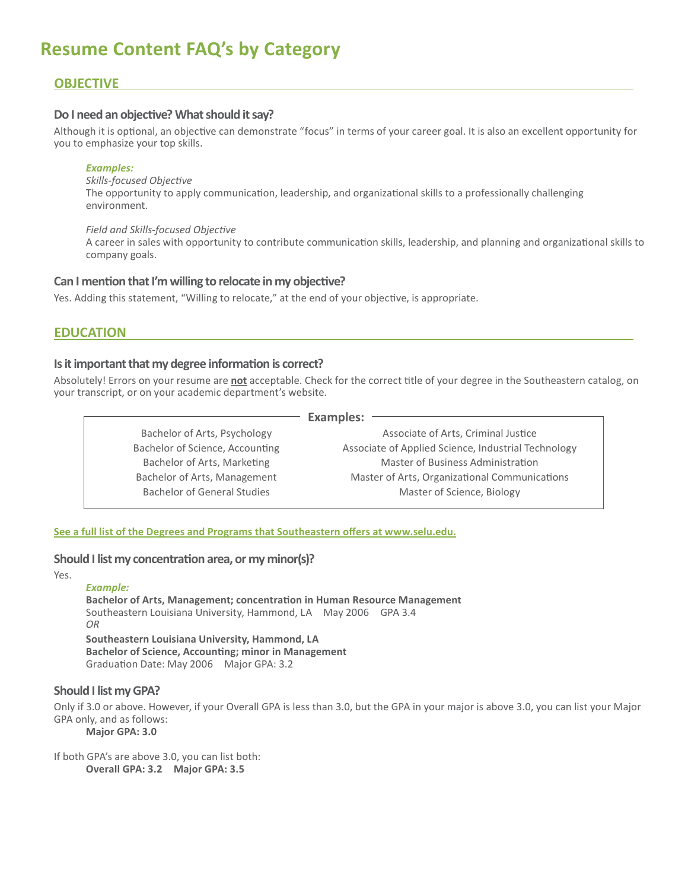# Resume Content FAQ's by Category

## OBJECTIVE

### Do I need an objective? What should it say?

Although it is optional, an objective can demonstrate "focus" in terms of your career goal. It is also an excellent opportunity for you to emphasize your top skills.

> ***Examples:***
>
> *Skills-focused Objective*
> The opportunity to apply communication, leadership, and organizational skills to a professionally challenging environment.
>
> *Field and Skills-focused Objective*
> A career in sales with opportunity to contribute communication skills, leadership, and planning and organizational skills to company goals.

### Can I mention that I'm willing to relocate in my objective?

Yes. Adding this statement, "Willing to relocate," at the end of your objective, is appropriate.

## EDUCATION

### Is it important that my degree information is correct?

Absolutely! Errors on your resume are **not** acceptable. Check for the correct title of your degree in the Southeastern catalog, on your transcript, or on your academic department's website.

**Examples:**

| | |
|---|---|
| Bachelor of Arts, Psychology | Associate of Arts, Criminal Justice |
| Bachelor of Science, Accounting | Associate of Applied Science, Industrial Technology |
| Bachelor of Arts, Marketing | Master of Business Administration |
| Bachelor of Arts, Management | Master of Arts, Organizational Communications |
| Bachelor of General Studies | Master of Science, Biology |

**See a full list of the Degrees and Programs that Southeastern offers at www.selu.edu.**

### Should I list my concentration area, or my minor(s)?

Yes.

> ***Example:***
>
> **Bachelor of Arts, Management; concentration in Human Resource Management**
> Southeastern Louisiana University, Hammond, LA     May 2006     GPA 3.4
>
> *OR*
>
> **Southeastern Louisiana University, Hammond, LA**
> **Bachelor of Science, Accounting; minor in Management**
> Graduation Date: May 2006     Major GPA: 3.2

### Should I list my GPA?

Only if 3.0 or above. However, if your Overall GPA is less than 3.0, but the GPA in your major is above 3.0, you can list your Major GPA only, and as follows:

> **Major GPA: 3.0**

If both GPA's are above 3.0, you can list both:

> **Overall GPA: 3.2     Major GPA: 3.5**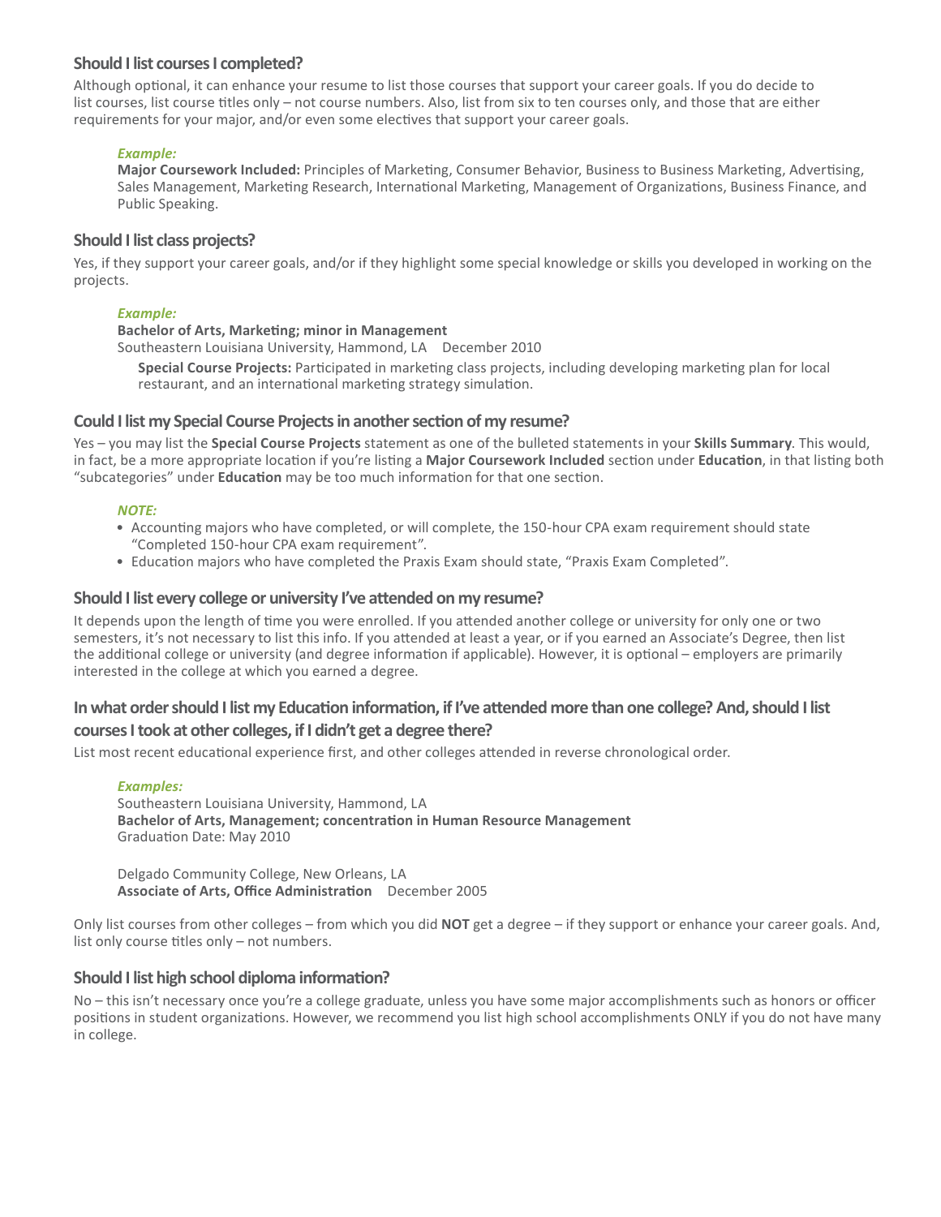### Should I list courses I completed?

Although optional, it can enhance your resume to list those courses that support your career goals. If you do decide to list courses, list course titles only – not course numbers. Also, list from six to ten courses only, and those that are either requirements for your major, and/or even some electives that support your career goals.

> ***Example:***
> **Major Coursework Included:** Principles of Marketing, Consumer Behavior, Business to Business Marketing, Advertising, Sales Management, Marketing Research, International Marketing, Management of Organizations, Business Finance, and Public Speaking.

### Should I list class projects?

Yes, if they support your career goals, and/or if they highlight some special knowledge or skills you developed in working on the projects.

> ***Example:***
> **Bachelor of Arts, Marketing; minor in Management**
> Southeastern Louisiana University, Hammond, LA December 2010
>
> **Special Course Projects:** Participated in marketing class projects, including developing marketing plan for local restaurant, and an international marketing strategy simulation.

### Could I list my Special Course Projects in another section of my resume?

Yes – you may list the **Special Course Projects** statement as one of the bulleted statements in your **Skills Summary**. This would, in fact, be a more appropriate location if you're listing a **Major Coursework Included** section under **Education**, in that listing both "subcategories" under **Education** may be too much information for that one section.

***NOTE:***

- Accounting majors who have completed, or will complete, the 150-hour CPA exam requirement should state "Completed 150-hour CPA exam requirement".
- Education majors who have completed the Praxis Exam should state, "Praxis Exam Completed".

### Should I list every college or university I've attended on my resume?

It depends upon the length of time you were enrolled. If you attended another college or university for only one or two semesters, it's not necessary to list this info. If you attended at least a year, or if you earned an Associate's Degree, then list the additional college or university (and degree information if applicable). However, it is optional – employers are primarily interested in the college at which you earned a degree.

### In what order should I list my Education information, if I've attended more than one college? And, should I list courses I took at other colleges, if I didn't get a degree there?

List most recent educational experience first, and other colleges attended in reverse chronological order.

> ***Examples:***
> Southeastern Louisiana University, Hammond, LA
> **Bachelor of Arts, Management; concentration in Human Resource Management**
> Graduation Date: May 2010
>
> Delgado Community College, New Orleans, LA
> **Associate of Arts, Office Administration** December 2005

Only list courses from other colleges – from which you did **NOT** get a degree – if they support or enhance your career goals. And, list only course titles only – not numbers.

### Should I list high school diploma information?

No – this isn't necessary once you're a college graduate, unless you have some major accomplishments such as honors or officer positions in student organizations. However, we recommend you list high school accomplishments ONLY if you do not have many in college.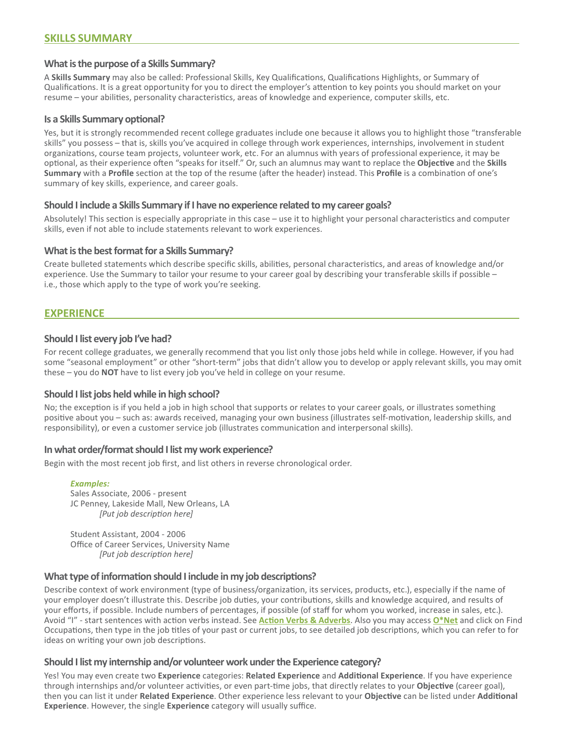## SKILLS SUMMARY

### What is the purpose of a Skills Summary?

A **Skills Summary** may also be called: Professional Skills, Key Qualifications, Qualifications Highlights, or Summary of Qualifications. It is a great opportunity for you to direct the employer's attention to key points you should market on your resume – your abilities, personality characteristics, areas of knowledge and experience, computer skills, etc.

### Is a Skills Summary optional?

Yes, but it is strongly recommended recent college graduates include one because it allows you to highlight those "transferable skills" you possess – that is, skills you've acquired in college through work experiences, internships, involvement in student organizations, course team projects, volunteer work, etc. For an alumnus with years of professional experience, it may be optional, as their experience often "speaks for itself." Or, such an alumnus may want to replace the **Objective** and the **Skills Summary** with a **Profile** section at the top of the resume (after the header) instead. This **Profile** is a combination of one's summary of key skills, experience, and career goals.

### Should I include a Skills Summary if I have no experience related to my career goals?

Absolutely! This section is especially appropriate in this case – use it to highlight your personal characteristics and computer skills, even if not able to include statements relevant to work experiences.

### What is the best format for a Skills Summary?

Create bulleted statements which describe specific skills, abilities, personal characteristics, and areas of knowledge and/or experience. Use the Summary to tailor your resume to your career goal by describing your transferable skills if possible – i.e., those which apply to the type of work you're seeking.

## EXPERIENCE

### Should I list every job I've had?

For recent college graduates, we generally recommend that you list only those jobs held while in college. However, if you had some "seasonal employment" or other "short-term" jobs that didn't allow you to develop or apply relevant skills, you may omit these – you do **NOT** have to list every job you've held in college on your resume.

### Should I list jobs held while in high school?

No; the exception is if you held a job in high school that supports or relates to your career goals, or illustrates something positive about you – such as: awards received, managing your own business (illustrates self-motivation, leadership skills, and responsibility), or even a customer service job (illustrates communication and interpersonal skills).

### In what order/format should I list my work experience?

Begin with the most recent job first, and list others in reverse chronological order.

***Examples:***

Sales Associate, 2006 - present
JC Penney, Lakeside Mall, New Orleans, LA
*[Put job description here]*

Student Assistant, 2004 - 2006
Office of Career Services, University Name
*[Put job description here]*

### What type of information should I include in my job descriptions?

Describe context of work environment (type of business/organization, its services, products, etc.), especially if the name of your employer doesn't illustrate this. Describe job duties, your contributions, skills and knowledge acquired, and results of your efforts, if possible. Include numbers of percentages, if possible (of staff for whom you worked, increase in sales, etc.). Avoid "I" - start sentences with action verbs instead. See **Action Verbs & Adverbs**. Also you may access **O*Net** and click on Find Occupations, then type in the job titles of your past or current jobs, to see detailed job descriptions, which you can refer to for ideas on writing your own job descriptions.

### Should I list my internship and/or volunteer work under the Experience category?

Yes! You may even create two **Experience** categories: **Related Experience** and **Additional Experience**. If you have experience through internships and/or volunteer activities, or even part-time jobs, that directly relates to your **Objective** (career goal), then you can list it under **Related Experience**. Other experience less relevant to your **Objective** can be listed under **Additional Experience**. However, the single **Experience** category will usually suffice.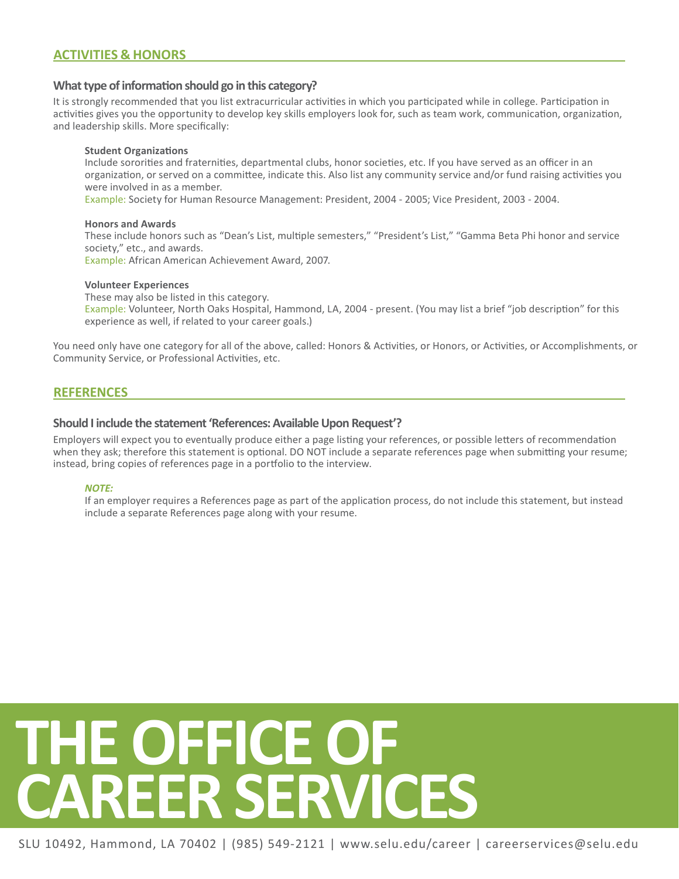## ACTIVITIES & HONORS

### What type of information should go in this category?

It is strongly recommended that you list extracurricular activities in which you participated while in college. Participation in activities gives you the opportunity to develop key skills employers look for, such as team work, communication, organization, and leadership skills. More specifically:

**Student Organizations**
Include sororities and fraternities, departmental clubs, honor societies, etc. If you have served as an officer in an organization, or served on a committee, indicate this. Also list any community service and/or fund raising activities you were involved in as a member.
Example: Society for Human Resource Management: President, 2004 - 2005; Vice President, 2003 - 2004.

**Honors and Awards**
These include honors such as "Dean's List, multiple semesters," "President's List," "Gamma Beta Phi honor and service society," etc., and awards.
Example: African American Achievement Award, 2007.

**Volunteer Experiences**
These may also be listed in this category.
Example: Volunteer, North Oaks Hospital, Hammond, LA, 2004 - present. (You may list a brief "job description" for this experience as well, if related to your career goals.)

You need only have one category for all of the above, called: Honors & Activities, or Honors, or Activities, or Accomplishments, or Community Service, or Professional Activities, etc.

## REFERENCES

### Should I include the statement 'References: Available Upon Request'?

Employers will expect you to eventually produce either a page listing your references, or possible letters of recommendation when they ask; therefore this statement is optional. DO NOT include a separate references page when submitting your resume; instead, bring copies of references page in a portfolio to the interview.

***NOTE:***
If an employer requires a References page as part of the application process, do not include this statement, but instead include a separate References page along with your resume.

# THE OFFICE OF CAREER SERVICES

SLU 10492, Hammond, LA 70402 | (985) 549-2121 | www.selu.edu/career | careerservices@selu.edu